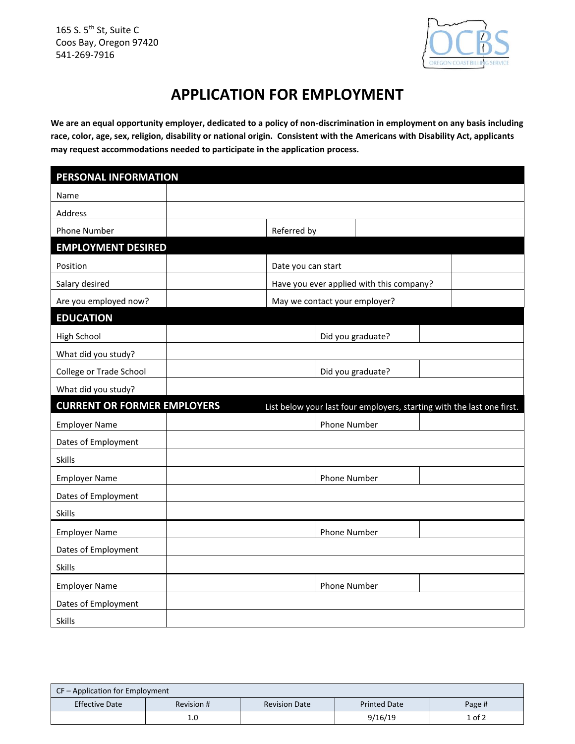165 S. 5th St, Suite C
Coos Bay, Oregon 97420
541-269-7916

OCBS
OREGON COAST BILLING SERVICE

# APPLICATION FOR EMPLOYMENT

**We are an equal opportunity employer, dedicated to a policy of non-discrimination in employment on any basis including race, color, age, sex, religion, disability or national origin. Consistent with the Americans with Disability Act, applicants may request accommodations needed to participate in the application process.**

| PERSONAL INFORMATION | | | |
|---|---|---|---|
| Name | | | |
| Address | | | |
| Phone Number | | Referred by | |

| EMPLOYMENT DESIRED | | | |
|---|---|---|---|
| Position | | Date you can start | |
| Salary desired | | Have you ever applied with this company? | |
| Are you employed now? | | May we contact your employer? | |

| EDUCATION | | | |
|---|---|---|---|
| High School | | Did you graduate? | |
| What did you study? | | | |
| College or Trade School | | Did you graduate? | |
| What did you study? | | | |

| CURRENT OR FORMER EMPLOYERS | List below your last four employers, starting with the last one first. | | |
|---|---|---|---|
| Employer Name | | Phone Number | |
| Dates of Employment | | | |
| Skills | | | |
| Employer Name | | Phone Number | |
| Dates of Employment | | | |
| Skills | | | |
| Employer Name | | Phone Number | |
| Dates of Employment | | | |
| Skills | | | |
| Employer Name | | Phone Number | |
| Dates of Employment | | | |
| Skills | | | |

| CF – Application for Employment | | | | |
|---|---|---|---|---|
| Effective Date | Revision # | Revision Date | Printed Date | Page # |
| | 1.0 | | 9/16/19 | 1 of 2 |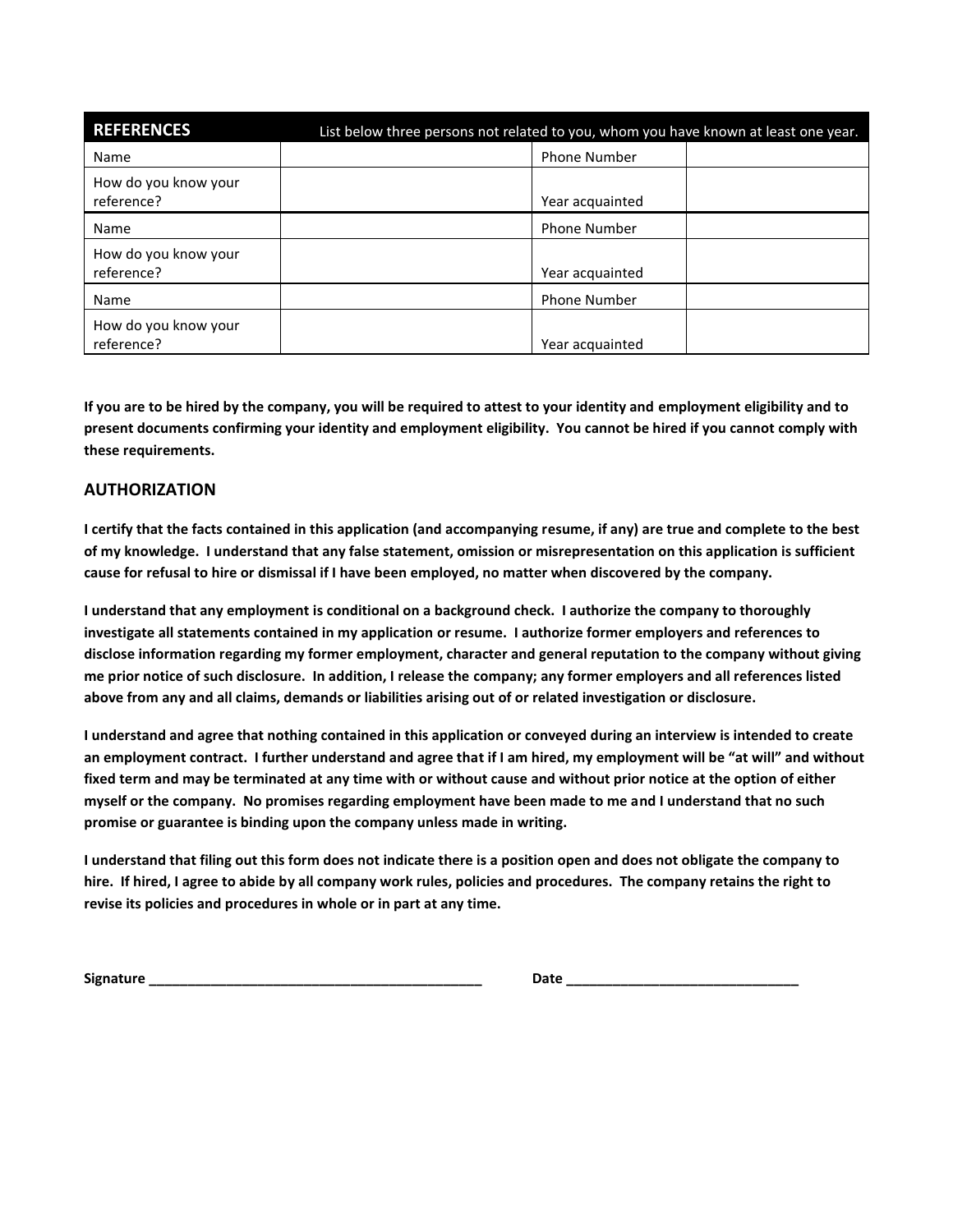| REFERENCES | List below three persons not related to you, whom you have known at least one year. | | |
|---|---|---|---|
| Name | | Phone Number | |
| How do you know your reference? | | Year acquainted | |
| Name | | Phone Number | |
| How do you know your reference? | | Year acquainted | |
| Name | | Phone Number | |
| How do you know your reference? | | Year acquainted | |

**If you are to be hired by the company, you will be required to attest to your identity and employment eligibility and to present documents confirming your identity and employment eligibility. You cannot be hired if you cannot comply with these requirements.**

## AUTHORIZATION

**I certify that the facts contained in this application (and accompanying resume, if any) are true and complete to the best of my knowledge. I understand that any false statement, omission or misrepresentation on this application is sufficient cause for refusal to hire or dismissal if I have been employed, no matter when discovered by the company.**

**I understand that any employment is conditional on a background check. I authorize the company to thoroughly investigate all statements contained in my application or resume. I authorize former employers and references to disclose information regarding my former employment, character and general reputation to the company without giving me prior notice of such disclosure. In addition, I release the company; any former employers and all references listed above from any and all claims, demands or liabilities arising out of or related investigation or disclosure.**

**I understand and agree that nothing contained in this application or conveyed during an interview is intended to create an employment contract. I further understand and agree that if I am hired, my employment will be "at will" and without fixed term and may be terminated at any time with or without cause and without prior notice at the option of either myself or the company. No promises regarding employment have been made to me and I understand that no such promise or guarantee is binding upon the company unless made in writing.**

**I understand that filing out this form does not indicate there is a position open and does not obligate the company to hire. If hired, I agree to abide by all company work rules, policies and procedures. The company retains the right to revise its policies and procedures in whole or in part at any time.**

**Signature ____________________________________________ Date ______________________________**